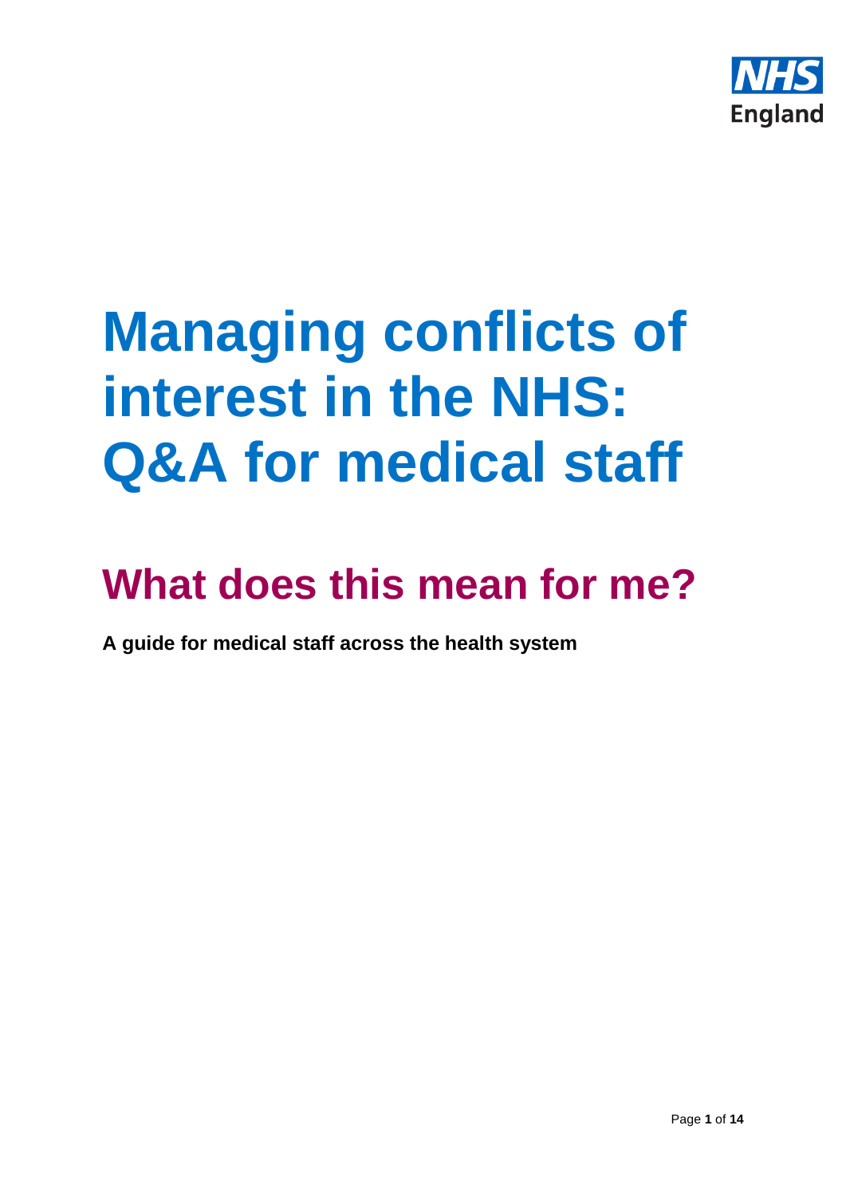NHS England

# Managing conflicts of interest in the NHS: Q&A for medical staff

## What does this mean for me?

**A guide for medical staff across the health system**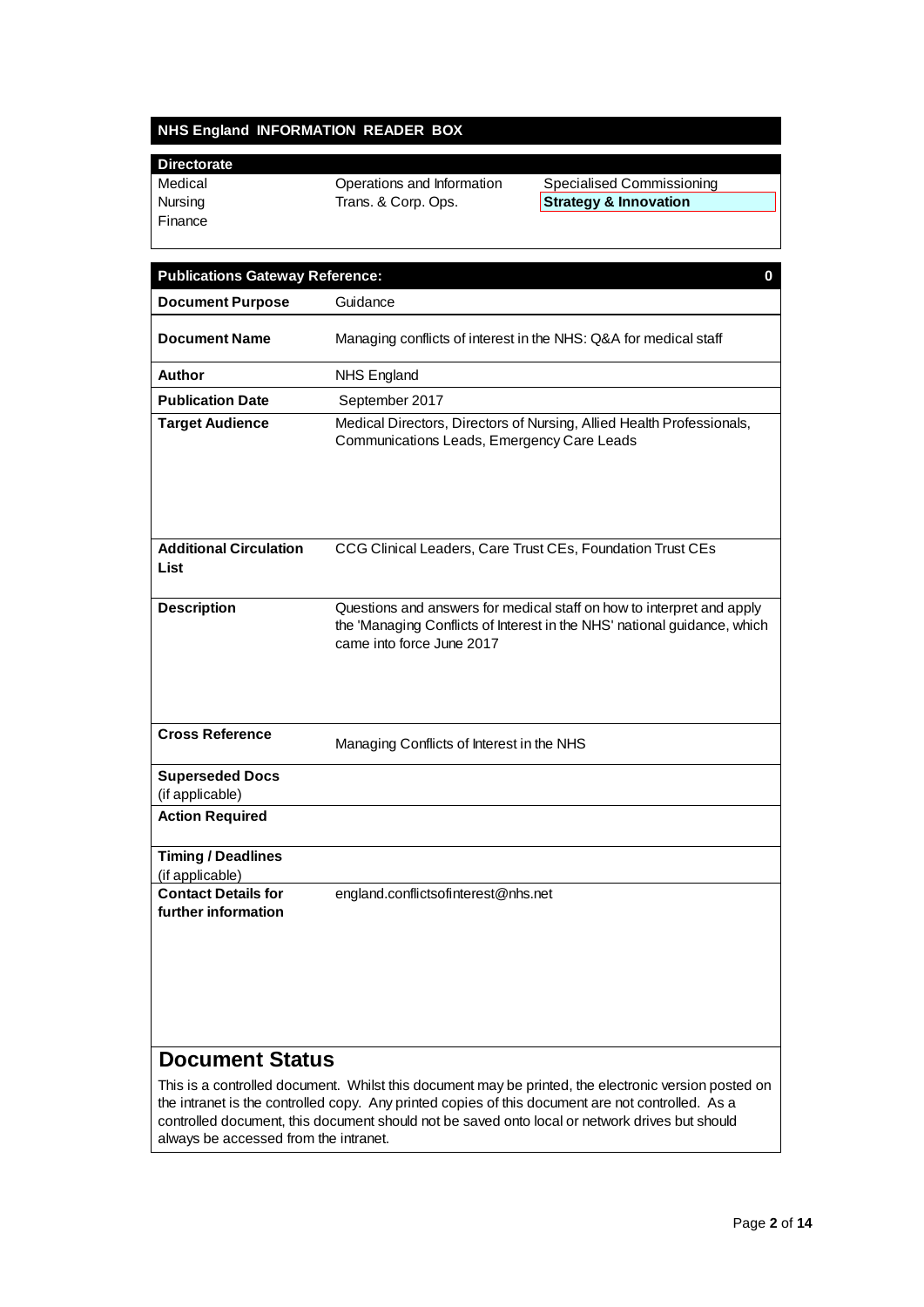## NHS England INFORMATION READER BOX

| Directorate | | |
|---|---|---|
| Medical | Operations and Information | Specialised Commissioning |
| Nursing | Trans. & Corp. Ops. | **Strategy & Innovation** |
| Finance | | |

| **Publications Gateway Reference:** | 0 |
|---|---|
| **Document Purpose** | Guidance |
| **Document Name** | Managing conflicts of interest in the NHS: Q&A for medical staff |
| **Author** | NHS England |
| **Publication Date** | September 2017 |
| **Target Audience** | Medical Directors, Directors of Nursing, Allied Health Professionals, Communications Leads, Emergency Care Leads |
| **Additional Circulation List** | CCG Clinical Leaders, Care Trust CEs, Foundation Trust CEs |
| **Description** | Questions and answers for medical staff on how to interpret and apply the 'Managing Conflicts of Interest in the NHS' national guidance, which came into force June 2017 |
| **Cross Reference** | Managing Conflicts of Interest in the NHS |
| **Superseded Docs** (if applicable) | |
| **Action Required** | |
| **Timing / Deadlines** (if applicable) | |
| **Contact Details for further information** | england.conflictsofinterest@nhs.net |

## Document Status

This is a controlled document. Whilst this document may be printed, the electronic version posted on the intranet is the controlled copy. Any printed copies of this document are not controlled. As a controlled document, this document should not be saved onto local or network drives but should always be accessed from the intranet.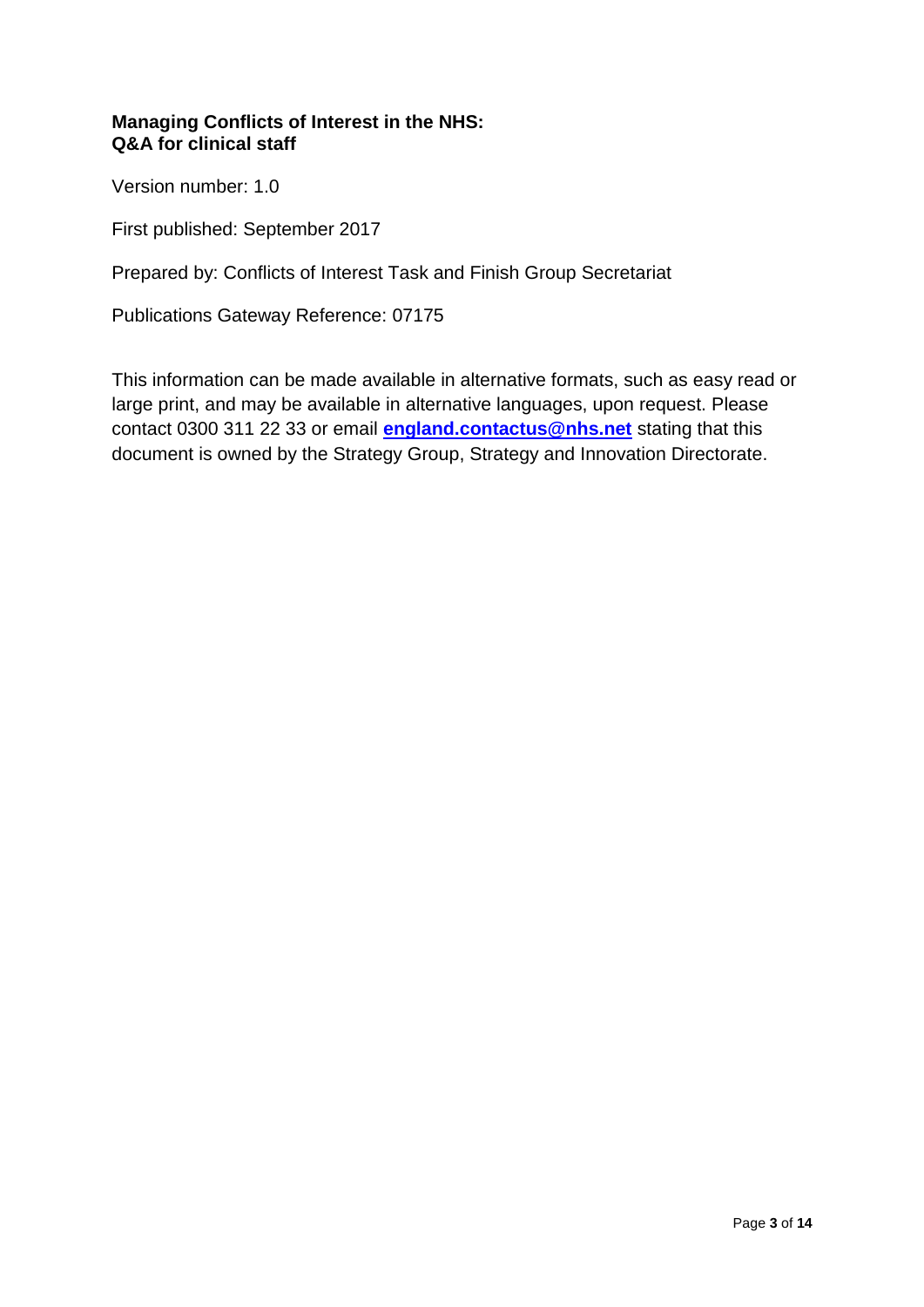**Managing Conflicts of Interest in the NHS:**
**Q&A for clinical staff**

Version number: 1.0

First published: September 2017

Prepared by: Conflicts of Interest Task and Finish Group Secretariat

Publications Gateway Reference: 07175

This information can be made available in alternative formats, such as easy read or large print, and may be available in alternative languages, upon request. Please contact 0300 311 22 33 or email **england.contactus@nhs.net** stating that this document is owned by the Strategy Group, Strategy and Innovation Directorate.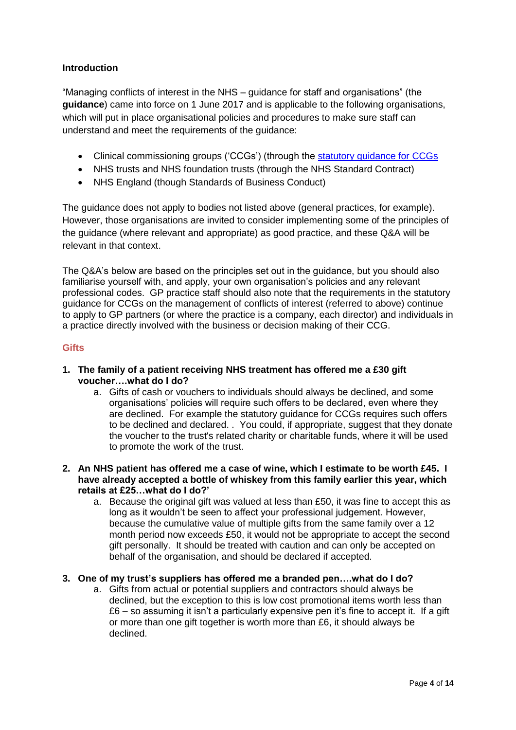**Introduction**

"Managing conflicts of interest in the NHS – guidance for staff and organisations" (the **guidance**) came into force on 1 June 2017 and is applicable to the following organisations, which will put in place organisational policies and procedures to make sure staff can understand and meet the requirements of the guidance:

- Clinical commissioning groups ('CCGs') (through the [statutory guidance for CCGs](statutory guidance for CCGs)
- NHS trusts and NHS foundation trusts (through the NHS Standard Contract)
- NHS England (though Standards of Business Conduct)

The guidance does not apply to bodies not listed above (general practices, for example). However, those organisations are invited to consider implementing some of the principles of the guidance (where relevant and appropriate) as good practice, and these Q&A will be relevant in that context.

The Q&A's below are based on the principles set out in the guidance, but you should also familiarise yourself with, and apply, your own organisation's policies and any relevant professional codes. GP practice staff should also note that the requirements in the statutory guidance for CCGs on the management of conflicts of interest (referred to above) continue to apply to GP partners (or where the practice is a company, each director) and individuals in a practice directly involved with the business or decision making of their CCG.

## Gifts

1. **The family of a patient receiving NHS treatment has offered me a £30 gift voucher….what do I do?**
   a. Gifts of cash or vouchers to individuals should always be declined, and some organisations' policies will require such offers to be declared, even where they are declined. For example the statutory guidance for CCGs requires such offers to be declined and declared. . You could, if appropriate, suggest that they donate the voucher to the trust's related charity or charitable funds, where it will be used to promote the work of the trust.

2. **An NHS patient has offered me a case of wine, which I estimate to be worth £45. I have already accepted a bottle of whiskey from this family earlier this year, which retails at £25…what do I do?'**
   a. Because the original gift was valued at less than £50, it was fine to accept this as long as it wouldn't be seen to affect your professional judgement. However, because the cumulative value of multiple gifts from the same family over a 12 month period now exceeds £50, it would not be appropriate to accept the second gift personally. It should be treated with caution and can only be accepted on behalf of the organisation, and should be declared if accepted.

3. **One of my trust's suppliers has offered me a branded pen….what do I do?**
   a. Gifts from actual or potential suppliers and contractors should always be declined, but the exception to this is low cost promotional items worth less than £6 – so assuming it isn't a particularly expensive pen it's fine to accept it. If a gift or more than one gift together is worth more than £6, it should always be declined.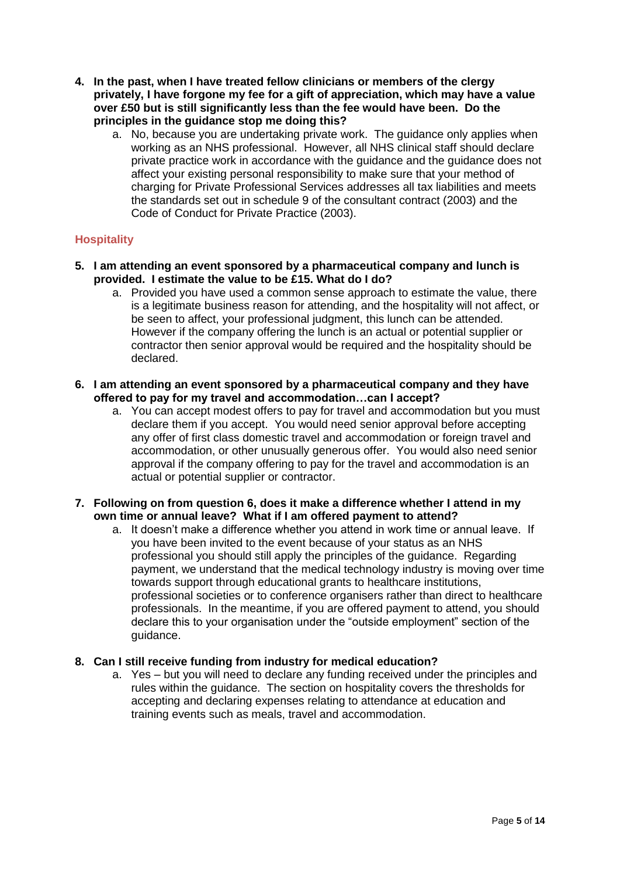4. **In the past, when I have treated fellow clinicians or members of the clergy privately, I have forgone my fee for a gift of appreciation, which may have a value over £50 but is still significantly less than the fee would have been. Do the principles in the guidance stop me doing this?**
    a. No, because you are undertaking private work. The guidance only applies when working as an NHS professional. However, all NHS clinical staff should declare private practice work in accordance with the guidance and the guidance does not affect your existing personal responsibility to make sure that your method of charging for Private Professional Services addresses all tax liabilities and meets the standards set out in schedule 9 of the consultant contract (2003) and the Code of Conduct for Private Practice (2003).

## Hospitality

5. **I am attending an event sponsored by a pharmaceutical company and lunch is provided. I estimate the value to be £15. What do I do?**
    a. Provided you have used a common sense approach to estimate the value, there is a legitimate business reason for attending, and the hospitality will not affect, or be seen to affect, your professional judgment, this lunch can be attended. However if the company offering the lunch is an actual or potential supplier or contractor then senior approval would be required and the hospitality should be declared.

6. **I am attending an event sponsored by a pharmaceutical company and they have offered to pay for my travel and accommodation…can I accept?**
    a. You can accept modest offers to pay for travel and accommodation but you must declare them if you accept. You would need senior approval before accepting any offer of first class domestic travel and accommodation or foreign travel and accommodation, or other unusually generous offer. You would also need senior approval if the company offering to pay for the travel and accommodation is an actual or potential supplier or contractor.

7. **Following on from question 6, does it make a difference whether I attend in my own time or annual leave? What if I am offered payment to attend?**
    a. It doesn't make a difference whether you attend in work time or annual leave. If you have been invited to the event because of your status as an NHS professional you should still apply the principles of the guidance. Regarding payment, we understand that the medical technology industry is moving over time towards support through educational grants to healthcare institutions, professional societies or to conference organisers rather than direct to healthcare professionals. In the meantime, if you are offered payment to attend, you should declare this to your organisation under the "outside employment" section of the guidance.

8. **Can I still receive funding from industry for medical education?**
    a. Yes – but you will need to declare any funding received under the principles and rules within the guidance. The section on hospitality covers the thresholds for accepting and declaring expenses relating to attendance at education and training events such as meals, travel and accommodation.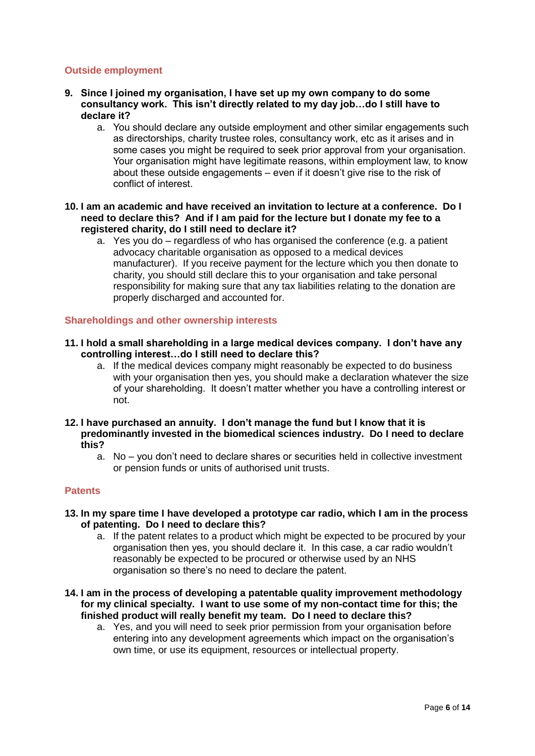## Outside employment

9. **Since I joined my organisation, I have set up my own company to do some consultancy work. This isn't directly related to my day job…do I still have to declare it?**
    a. You should declare any outside employment and other similar engagements such as directorships, charity trustee roles, consultancy work, etc as it arises and in some cases you might be required to seek prior approval from your organisation. Your organisation might have legitimate reasons, within employment law, to know about these outside engagements – even if it doesn't give rise to the risk of conflict of interest.

10. **I am an academic and have received an invitation to lecture at a conference. Do I need to declare this? And if I am paid for the lecture but I donate my fee to a registered charity, do I still need to declare it?**
    a. Yes you do – regardless of who has organised the conference (e.g. a patient advocacy charitable organisation as opposed to a medical devices manufacturer). If you receive payment for the lecture which you then donate to charity, you should still declare this to your organisation and take personal responsibility for making sure that any tax liabilities relating to the donation are properly discharged and accounted for.

## Shareholdings and other ownership interests

11. **I hold a small shareholding in a large medical devices company. I don't have any controlling interest…do I still need to declare this?**
    a. If the medical devices company might reasonably be expected to do business with your organisation then yes, you should make a declaration whatever the size of your shareholding. It doesn't matter whether you have a controlling interest or not.

12. **I have purchased an annuity. I don't manage the fund but I know that it is predominantly invested in the biomedical sciences industry. Do I need to declare this?**
    a. No – you don't need to declare shares or securities held in collective investment or pension funds or units of authorised unit trusts.

## Patents

13. **In my spare time I have developed a prototype car radio, which I am in the process of patenting. Do I need to declare this?**
    a. If the patent relates to a product which might be expected to be procured by your organisation then yes, you should declare it. In this case, a car radio wouldn't reasonably be expected to be procured or otherwise used by an NHS organisation so there's no need to declare the patent.

14. **I am in the process of developing a patentable quality improvement methodology for my clinical specialty. I want to use some of my non-contact time for this; the finished product will really benefit my team. Do I need to declare this?**
    a. Yes, and you will need to seek prior permission from your organisation before entering into any development agreements which impact on the organisation's own time, or use its equipment, resources or intellectual property.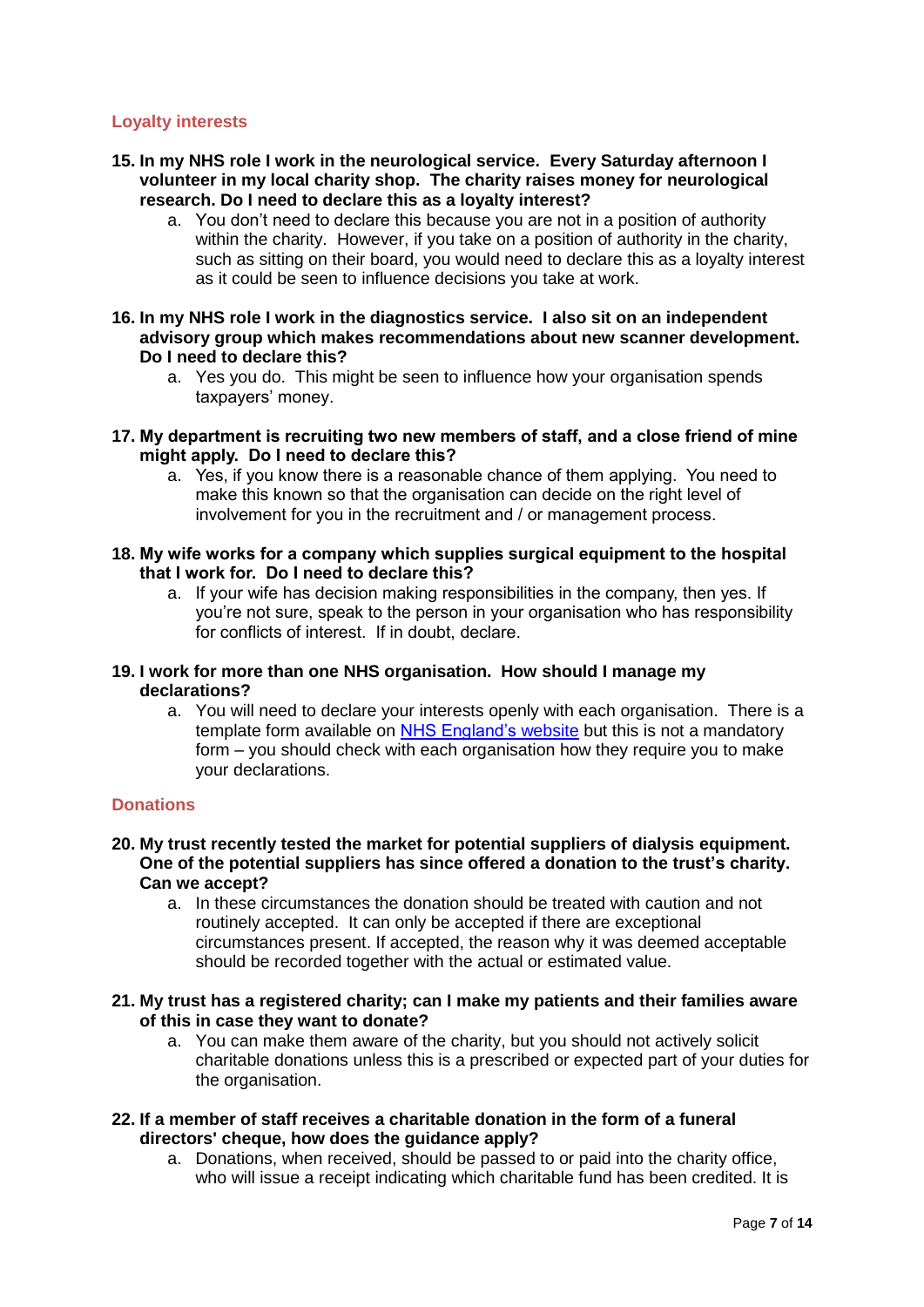## Loyalty interests

15. **In my NHS role I work in the neurological service. Every Saturday afternoon I volunteer in my local charity shop. The charity raises money for neurological research. Do I need to declare this as a loyalty interest?**
    a. You don't need to declare this because you are not in a position of authority within the charity. However, if you take on a position of authority in the charity, such as sitting on their board, you would need to declare this as a loyalty interest as it could be seen to influence decisions you take at work.

16. **In my NHS role I work in the diagnostics service. I also sit on an independent advisory group which makes recommendations about new scanner development. Do I need to declare this?**
    a. Yes you do. This might be seen to influence how your organisation spends taxpayers' money.

17. **My department is recruiting two new members of staff, and a close friend of mine might apply. Do I need to declare this?**
    a. Yes, if you know there is a reasonable chance of them applying. You need to make this known so that the organisation can decide on the right level of involvement for you in the recruitment and / or management process.

18. **My wife works for a company which supplies surgical equipment to the hospital that I work for. Do I need to declare this?**
    a. If your wife has decision making responsibilities in the company, then yes. If you're not sure, speak to the person in your organisation who has responsibility for conflicts of interest. If in doubt, declare.

19. **I work for more than one NHS organisation. How should I manage my declarations?**
    a. You will need to declare your interests openly with each organisation. There is a template form available on [NHS England's website] but this is not a mandatory form – you should check with each organisation how they require you to make your declarations.

## Donations

20. **My trust recently tested the market for potential suppliers of dialysis equipment. One of the potential suppliers has since offered a donation to the trust's charity. Can we accept?**
    a. In these circumstances the donation should be treated with caution and not routinely accepted. It can only be accepted if there are exceptional circumstances present. If accepted, the reason why it was deemed acceptable should be recorded together with the actual or estimated value.

21. **My trust has a registered charity; can I make my patients and their families aware of this in case they want to donate?**
    a. You can make them aware of the charity, but you should not actively solicit charitable donations unless this is a prescribed or expected part of your duties for the organisation.

22. **If a member of staff receives a charitable donation in the form of a funeral directors' cheque, how does the guidance apply?**
    a. Donations, when received, should be passed to or paid into the charity office, who will issue a receipt indicating which charitable fund has been credited. It is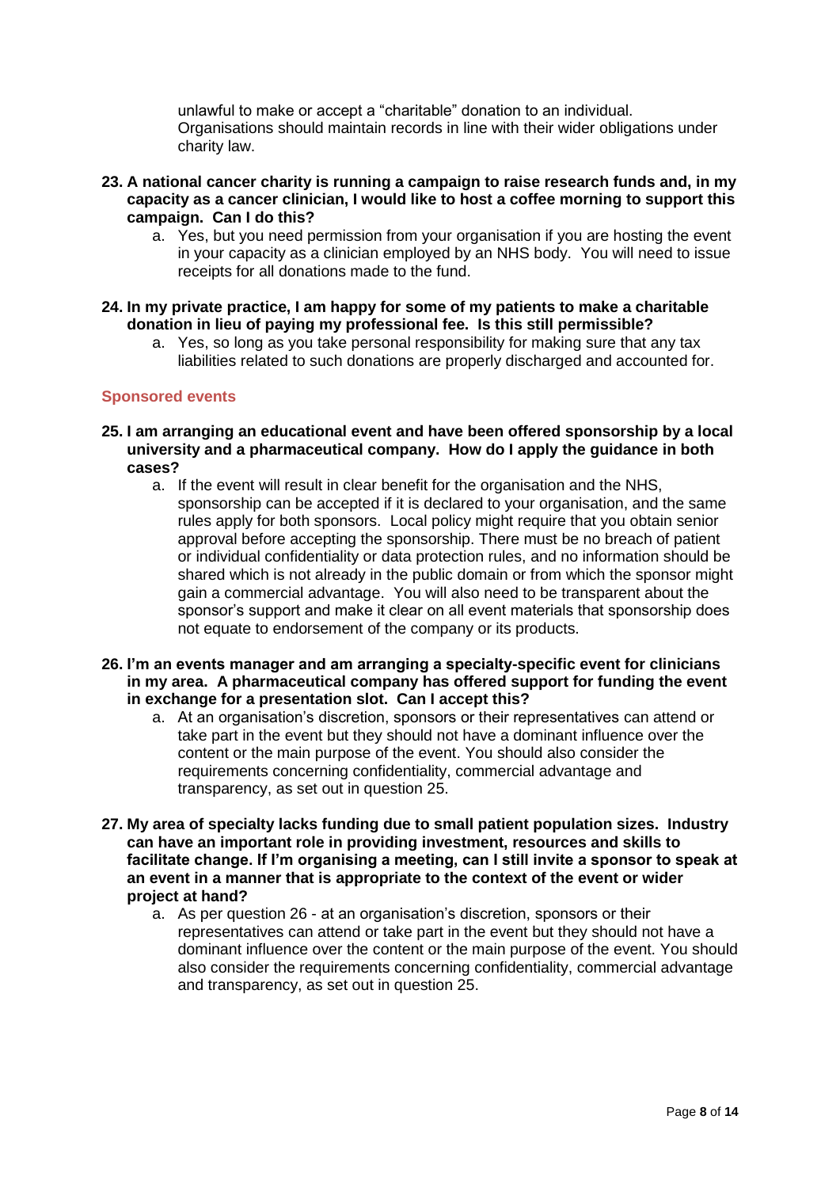unlawful to make or accept a "charitable" donation to an individual. Organisations should maintain records in line with their wider obligations under charity law.

23. **A national cancer charity is running a campaign to raise research funds and, in my capacity as a cancer clinician, I would like to host a coffee morning to support this campaign. Can I do this?**
    a. Yes, but you need permission from your organisation if you are hosting the event in your capacity as a clinician employed by an NHS body. You will need to issue receipts for all donations made to the fund.

24. **In my private practice, I am happy for some of my patients to make a charitable donation in lieu of paying my professional fee. Is this still permissible?**
    a. Yes, so long as you take personal responsibility for making sure that any tax liabilities related to such donations are properly discharged and accounted for.

## Sponsored events

25. **I am arranging an educational event and have been offered sponsorship by a local university and a pharmaceutical company. How do I apply the guidance in both cases?**
    a. If the event will result in clear benefit for the organisation and the NHS, sponsorship can be accepted if it is declared to your organisation, and the same rules apply for both sponsors. Local policy might require that you obtain senior approval before accepting the sponsorship. There must be no breach of patient or individual confidentiality or data protection rules, and no information should be shared which is not already in the public domain or from which the sponsor might gain a commercial advantage. You will also need to be transparent about the sponsor's support and make it clear on all event materials that sponsorship does not equate to endorsement of the company or its products.

26. **I'm an events manager and am arranging a specialty-specific event for clinicians in my area. A pharmaceutical company has offered support for funding the event in exchange for a presentation slot. Can I accept this?**
    a. At an organisation's discretion, sponsors or their representatives can attend or take part in the event but they should not have a dominant influence over the content or the main purpose of the event. You should also consider the requirements concerning confidentiality, commercial advantage and transparency, as set out in question 25.

27. **My area of specialty lacks funding due to small patient population sizes. Industry can have an important role in providing investment, resources and skills to facilitate change. If I'm organising a meeting, can I still invite a sponsor to speak at an event in a manner that is appropriate to the context of the event or wider project at hand?**
    a. As per question 26 - at an organisation's discretion, sponsors or their representatives can attend or take part in the event but they should not have a dominant influence over the content or the main purpose of the event. You should also consider the requirements concerning confidentiality, commercial advantage and transparency, as set out in question 25.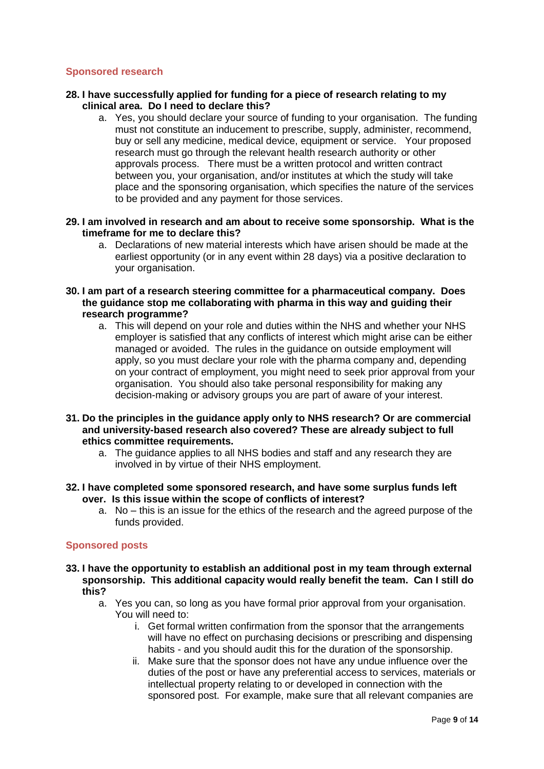## Sponsored research

**28. I have successfully applied for funding for a piece of research relating to my clinical area. Do I need to declare this?**

a. Yes, you should declare your source of funding to your organisation. The funding must not constitute an inducement to prescribe, supply, administer, recommend, buy or sell any medicine, medical device, equipment or service. Your proposed research must go through the relevant health research authority or other approvals process. There must be a written protocol and written contract between you, your organisation, and/or institutes at which the study will take place and the sponsoring organisation, which specifies the nature of the services to be provided and any payment for those services.

**29. I am involved in research and am about to receive some sponsorship. What is the timeframe for me to declare this?**

a. Declarations of new material interests which have arisen should be made at the earliest opportunity (or in any event within 28 days) via a positive declaration to your organisation.

**30. I am part of a research steering committee for a pharmaceutical company. Does the guidance stop me collaborating with pharma in this way and guiding their research programme?**

a. This will depend on your role and duties within the NHS and whether your NHS employer is satisfied that any conflicts of interest which might arise can be either managed or avoided. The rules in the guidance on outside employment will apply, so you must declare your role with the pharma company and, depending on your contract of employment, you might need to seek prior approval from your organisation. You should also take personal responsibility for making any decision-making or advisory groups you are part of aware of your interest.

**31. Do the principles in the guidance apply only to NHS research? Or are commercial and university-based research also covered? These are already subject to full ethics committee requirements.**

a. The guidance applies to all NHS bodies and staff and any research they are involved in by virtue of their NHS employment.

**32. I have completed some sponsored research, and have some surplus funds left over. Is this issue within the scope of conflicts of interest?**

a. No – this is an issue for the ethics of the research and the agreed purpose of the funds provided.

## Sponsored posts

**33. I have the opportunity to establish an additional post in my team through external sponsorship. This additional capacity would really benefit the team. Can I still do this?**

a. Yes you can, so long as you have formal prior approval from your organisation. You will need to:

   i. Get formal written confirmation from the sponsor that the arrangements will have no effect on purchasing decisions or prescribing and dispensing habits - and you should audit this for the duration of the sponsorship.

   ii. Make sure that the sponsor does not have any undue influence over the duties of the post or have any preferential access to services, materials or intellectual property relating to or developed in connection with the sponsored post. For example, make sure that all relevant companies are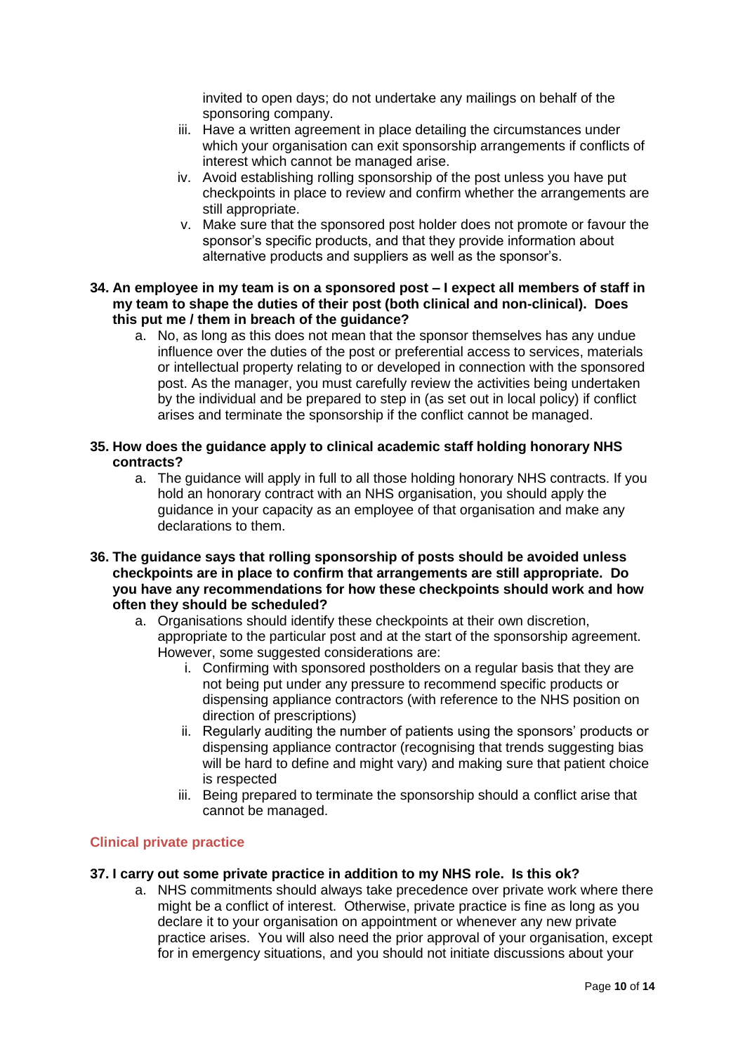invited to open days; do not undertake any mailings on behalf of the sponsoring company.

    iii. Have a written agreement in place detailing the circumstances under which your organisation can exit sponsorship arrangements if conflicts of interest which cannot be managed arise.
    iv. Avoid establishing rolling sponsorship of the post unless you have put checkpoints in place to review and confirm whether the arrangements are still appropriate.
    v. Make sure that the sponsored post holder does not promote or favour the sponsor's specific products, and that they provide information about alternative products and suppliers as well as the sponsor's.

**34. An employee in my team is on a sponsored post – I expect all members of staff in my team to shape the duties of their post (both clinical and non-clinical). Does this put me / them in breach of the guidance?**

a. No, as long as this does not mean that the sponsor themselves has any undue influence over the duties of the post or preferential access to services, materials or intellectual property relating to or developed in connection with the sponsored post. As the manager, you must carefully review the activities being undertaken by the individual and be prepared to step in (as set out in local policy) if conflict arises and terminate the sponsorship if the conflict cannot be managed.

**35. How does the guidance apply to clinical academic staff holding honorary NHS contracts?**

a. The guidance will apply in full to all those holding honorary NHS contracts. If you hold an honorary contract with an NHS organisation, you should apply the guidance in your capacity as an employee of that organisation and make any declarations to them.

**36. The guidance says that rolling sponsorship of posts should be avoided unless checkpoints are in place to confirm that arrangements are still appropriate. Do you have any recommendations for how these checkpoints should work and how often they should be scheduled?**

a. Organisations should identify these checkpoints at their own discretion, appropriate to the particular post and at the start of the sponsorship agreement. However, some suggested considerations are:
    i. Confirming with sponsored postholders on a regular basis that they are not being put under any pressure to recommend specific products or dispensing appliance contractors (with reference to the NHS position on direction of prescriptions)
    ii. Regularly auditing the number of patients using the sponsors' products or dispensing appliance contractor (recognising that trends suggesting bias will be hard to define and might vary) and making sure that patient choice is respected
    iii. Being prepared to terminate the sponsorship should a conflict arise that cannot be managed.

## Clinical private practice

**37. I carry out some private practice in addition to my NHS role. Is this ok?**

a. NHS commitments should always take precedence over private work where there might be a conflict of interest. Otherwise, private practice is fine as long as you declare it to your organisation on appointment or whenever any new private practice arises. You will also need the prior approval of your organisation, except for in emergency situations, and you should not initiate discussions about your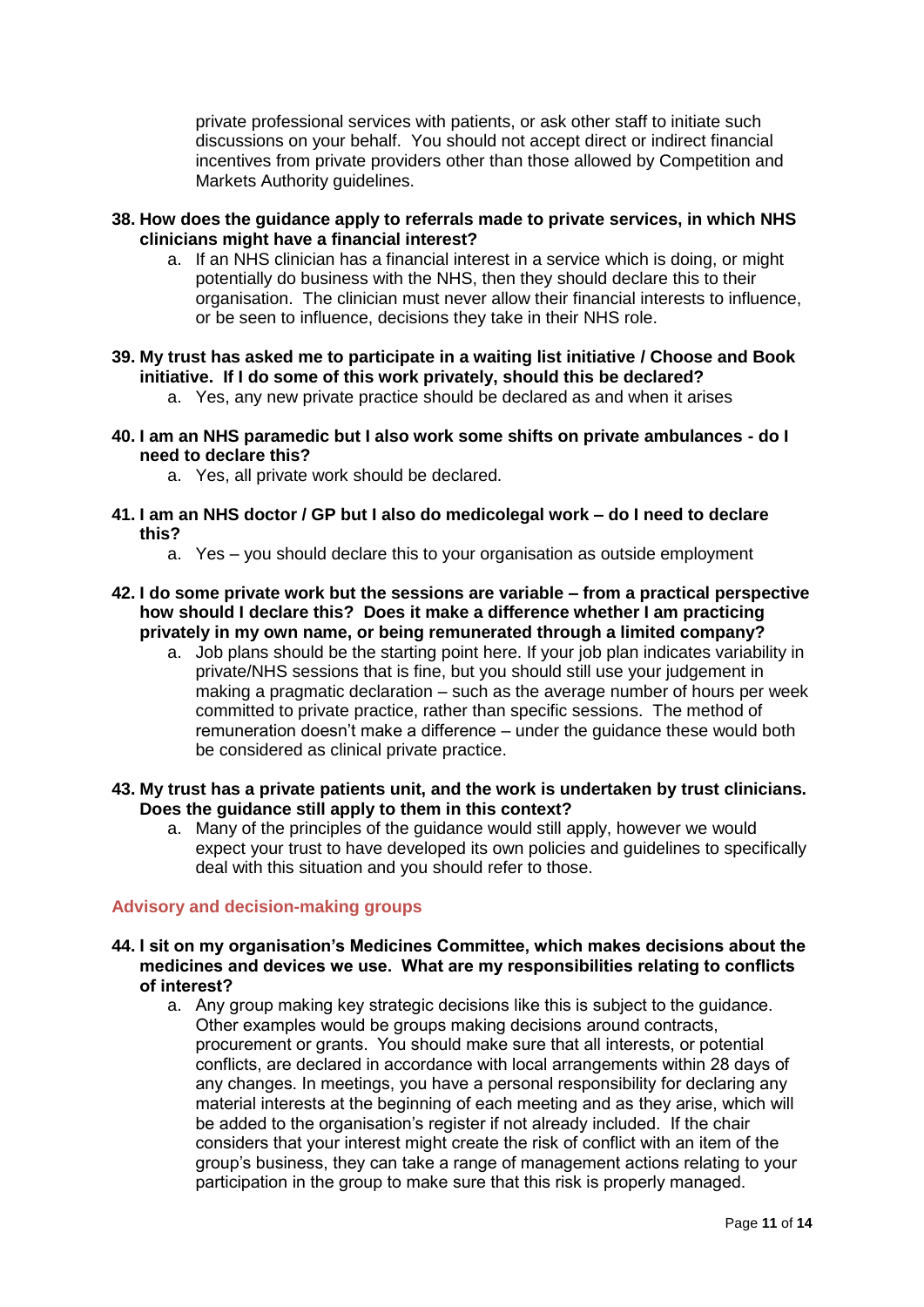private professional services with patients, or ask other staff to initiate such discussions on your behalf. You should not accept direct or indirect financial incentives from private providers other than those allowed by Competition and Markets Authority guidelines.

**38. How does the guidance apply to referrals made to private services, in which NHS clinicians might have a financial interest?**

   a. If an NHS clinician has a financial interest in a service which is doing, or might potentially do business with the NHS, then they should declare this to their organisation. The clinician must never allow their financial interests to influence, or be seen to influence, decisions they take in their NHS role.

**39. My trust has asked me to participate in a waiting list initiative / Choose and Book initiative. If I do some of this work privately, should this be declared?**

   a. Yes, any new private practice should be declared as and when it arises

**40. I am an NHS paramedic but I also work some shifts on private ambulances - do I need to declare this?**

   a. Yes, all private work should be declared.

**41. I am an NHS doctor / GP but I also do medicolegal work – do I need to declare this?**

   a. Yes – you should declare this to your organisation as outside employment

**42. I do some private work but the sessions are variable – from a practical perspective how should I declare this? Does it make a difference whether I am practicing privately in my own name, or being remunerated through a limited company?**

   a. Job plans should be the starting point here. If your job plan indicates variability in private/NHS sessions that is fine, but you should still use your judgement in making a pragmatic declaration – such as the average number of hours per week committed to private practice, rather than specific sessions. The method of remuneration doesn't make a difference – under the guidance these would both be considered as clinical private practice.

**43. My trust has a private patients unit, and the work is undertaken by trust clinicians. Does the guidance still apply to them in this context?**

   a. Many of the principles of the guidance would still apply, however we would expect your trust to have developed its own policies and guidelines to specifically deal with this situation and you should refer to those.

## Advisory and decision-making groups

**44. I sit on my organisation's Medicines Committee, which makes decisions about the medicines and devices we use. What are my responsibilities relating to conflicts of interest?**

   a. Any group making key strategic decisions like this is subject to the guidance. Other examples would be groups making decisions around contracts, procurement or grants. You should make sure that all interests, or potential conflicts, are declared in accordance with local arrangements within 28 days of any changes. In meetings, you have a personal responsibility for declaring any material interests at the beginning of each meeting and as they arise, which will be added to the organisation's register if not already included. If the chair considers that your interest might create the risk of conflict with an item of the group's business, they can take a range of management actions relating to your participation in the group to make sure that this risk is properly managed.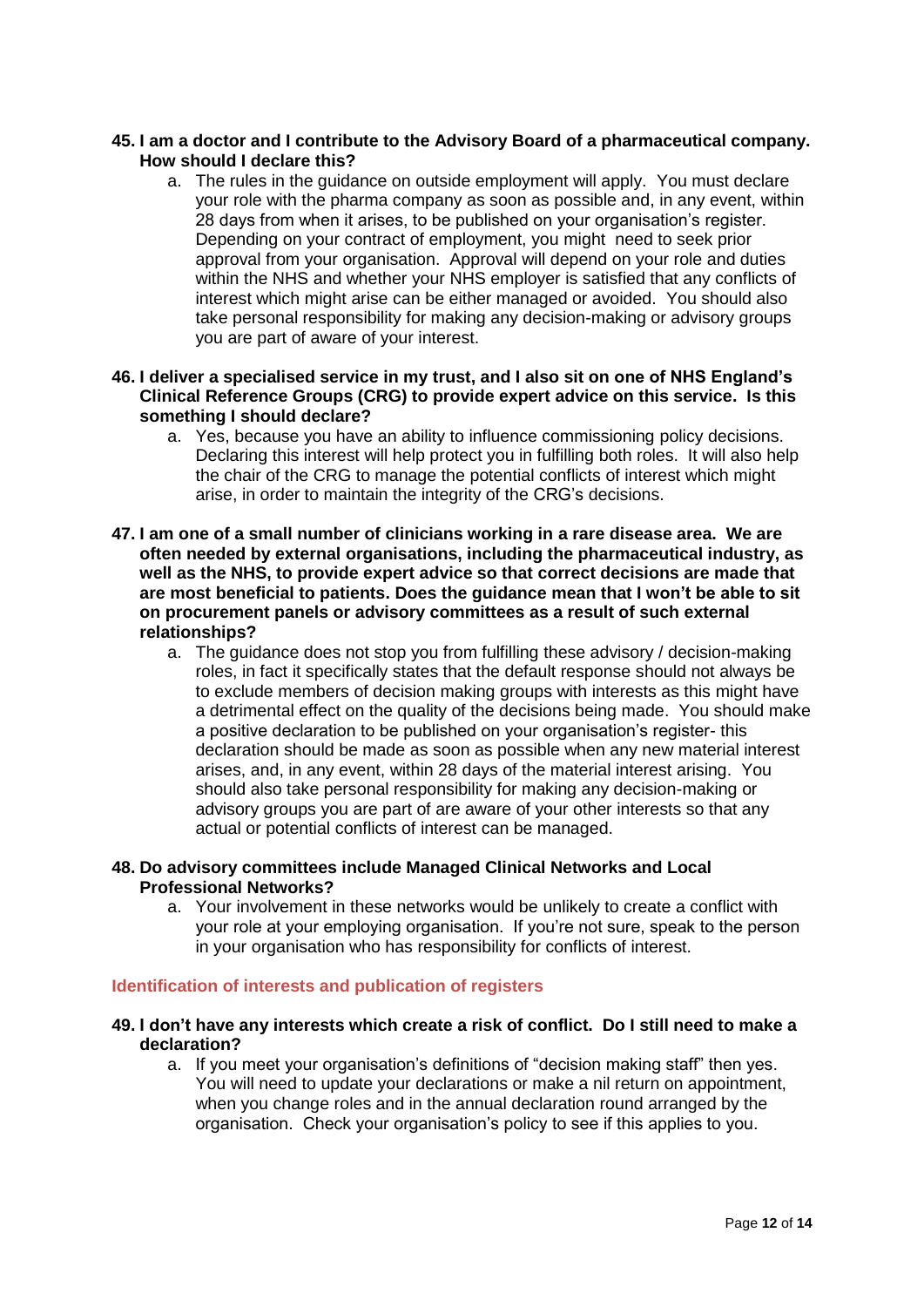**45. I am a doctor and I contribute to the Advisory Board of a pharmaceutical company. How should I declare this?**

a. The rules in the guidance on outside employment will apply. You must declare your role with the pharma company as soon as possible and, in any event, within 28 days from when it arises, to be published on your organisation's register. Depending on your contract of employment, you might need to seek prior approval from your organisation. Approval will depend on your role and duties within the NHS and whether your NHS employer is satisfied that any conflicts of interest which might arise can be either managed or avoided. You should also take personal responsibility for making any decision-making or advisory groups you are part of aware of your interest.

**46. I deliver a specialised service in my trust, and I also sit on one of NHS England's Clinical Reference Groups (CRG) to provide expert advice on this service. Is this something I should declare?**

a. Yes, because you have an ability to influence commissioning policy decisions. Declaring this interest will help protect you in fulfilling both roles. It will also help the chair of the CRG to manage the potential conflicts of interest which might arise, in order to maintain the integrity of the CRG's decisions.

**47. I am one of a small number of clinicians working in a rare disease area. We are often needed by external organisations, including the pharmaceutical industry, as well as the NHS, to provide expert advice so that correct decisions are made that are most beneficial to patients. Does the guidance mean that I won't be able to sit on procurement panels or advisory committees as a result of such external relationships?**

a. The guidance does not stop you from fulfilling these advisory / decision-making roles, in fact it specifically states that the default response should not always be to exclude members of decision making groups with interests as this might have a detrimental effect on the quality of the decisions being made. You should make a positive declaration to be published on your organisation's register- this declaration should be made as soon as possible when any new material interest arises, and, in any event, within 28 days of the material interest arising. You should also take personal responsibility for making any decision-making or advisory groups you are part of are aware of your other interests so that any actual or potential conflicts of interest can be managed.

**48. Do advisory committees include Managed Clinical Networks and Local Professional Networks?**

a. Your involvement in these networks would be unlikely to create a conflict with your role at your employing organisation. If you're not sure, speak to the person in your organisation who has responsibility for conflicts of interest.

### Identification of interests and publication of registers

**49. I don't have any interests which create a risk of conflict. Do I still need to make a declaration?**

a. If you meet your organisation's definitions of "decision making staff" then yes. You will need to update your declarations or make a nil return on appointment, when you change roles and in the annual declaration round arranged by the organisation. Check your organisation's policy to see if this applies to you.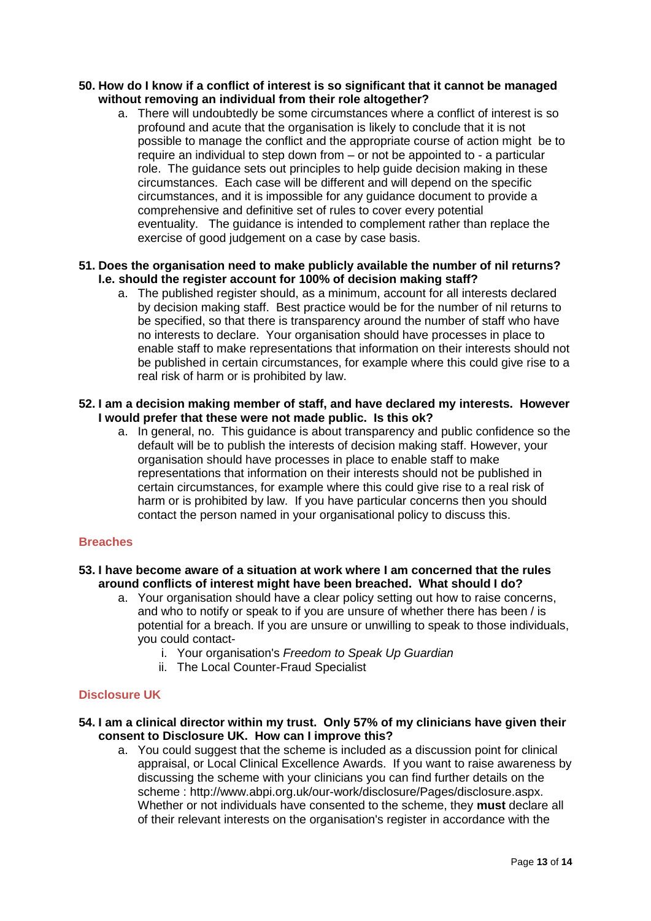**50. How do I know if a conflict of interest is so significant that it cannot be managed without removing an individual from their role altogether?**

   a. There will undoubtedly be some circumstances where a conflict of interest is so profound and acute that the organisation is likely to conclude that it is not possible to manage the conflict and the appropriate course of action might be to require an individual to step down from – or not be appointed to - a particular role. The guidance sets out principles to help guide decision making in these circumstances. Each case will be different and will depend on the specific circumstances, and it is impossible for any guidance document to provide a comprehensive and definitive set of rules to cover every potential eventuality. The guidance is intended to complement rather than replace the exercise of good judgement on a case by case basis.

**51. Does the organisation need to make publicly available the number of nil returns? I.e. should the register account for 100% of decision making staff?**

   a. The published register should, as a minimum, account for all interests declared by decision making staff. Best practice would be for the number of nil returns to be specified, so that there is transparency around the number of staff who have no interests to declare. Your organisation should have processes in place to enable staff to make representations that information on their interests should not be published in certain circumstances, for example where this could give rise to a real risk of harm or is prohibited by law.

**52. I am a decision making member of staff, and have declared my interests. However I would prefer that these were not made public. Is this ok?**

   a. In general, no. This guidance is about transparency and public confidence so the default will be to publish the interests of decision making staff. However, your organisation should have processes in place to enable staff to make representations that information on their interests should not be published in certain circumstances, for example where this could give rise to a real risk of harm or is prohibited by law. If you have particular concerns then you should contact the person named in your organisational policy to discuss this.

## Breaches

**53. I have become aware of a situation at work where I am concerned that the rules around conflicts of interest might have been breached. What should I do?**

   a. Your organisation should have a clear policy setting out how to raise concerns, and who to notify or speak to if you are unsure of whether there has been / is potential for a breach. If you are unsure or unwilling to speak to those individuals, you could contact-

      i. Your organisation's *Freedom to Speak Up Guardian*

      ii. The Local Counter-Fraud Specialist

## Disclosure UK

**54. I am a clinical director within my trust. Only 57% of my clinicians have given their consent to Disclosure UK. How can I improve this?**

   a. You could suggest that the scheme is included as a discussion point for clinical appraisal, or Local Clinical Excellence Awards. If you want to raise awareness by discussing the scheme with your clinicians you can find further details on the scheme : http://www.abpi.org.uk/our-work/disclosure/Pages/disclosure.aspx. Whether or not individuals have consented to the scheme, they **must** declare all of their relevant interests on the organisation's register in accordance with the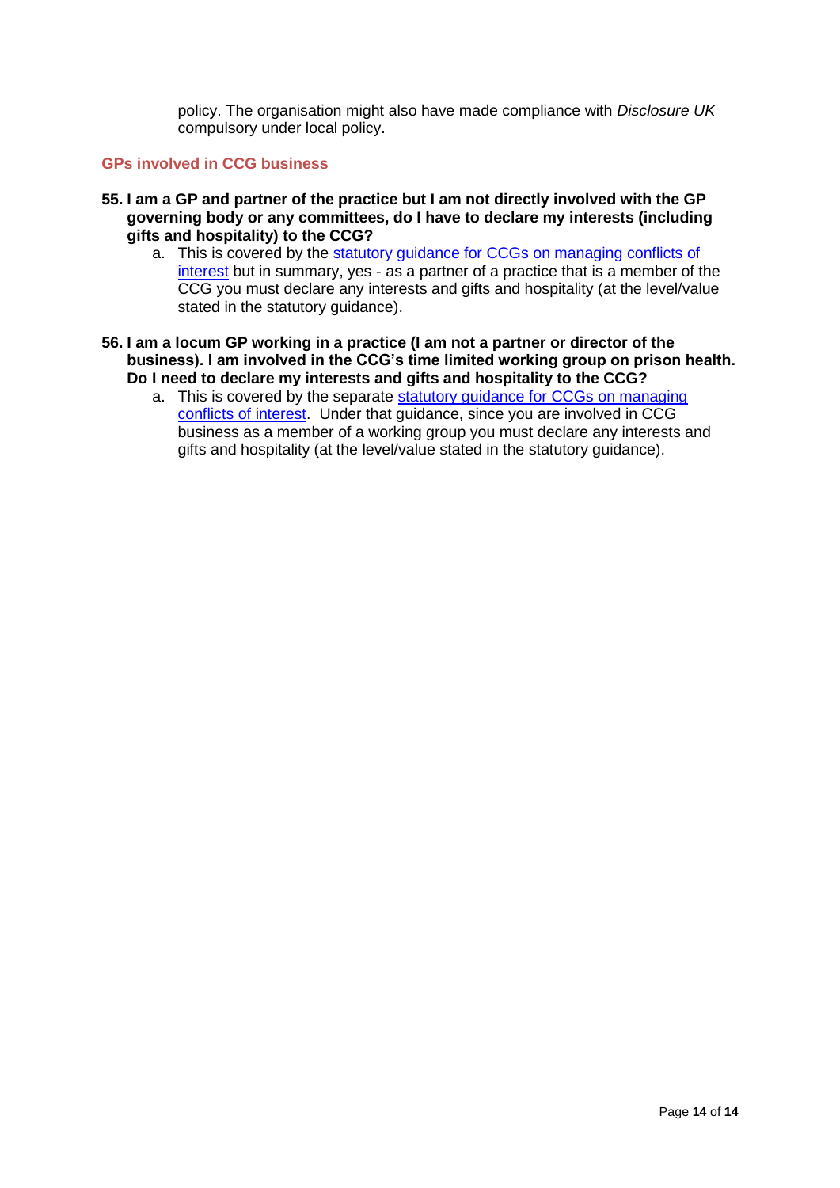policy. The organisation might also have made compliance with *Disclosure UK* compulsory under local policy.

### GPs involved in CCG business

**55. I am a GP and partner of the practice but I am not directly involved with the GP governing body or any committees, do I have to declare my interests (including gifts and hospitality) to the CCG?**

a. This is covered by the statutory guidance for CCGs on managing conflicts of interest but in summary, yes - as a partner of a practice that is a member of the CCG you must declare any interests and gifts and hospitality (at the level/value stated in the statutory guidance).

**56. I am a locum GP working in a practice (I am not a partner or director of the business). I am involved in the CCG's time limited working group on prison health. Do I need to declare my interests and gifts and hospitality to the CCG?**

a. This is covered by the separate statutory guidance for CCGs on managing conflicts of interest. Under that guidance, since you are involved in CCG business as a member of a working group you must declare any interests and gifts and hospitality (at the level/value stated in the statutory guidance).